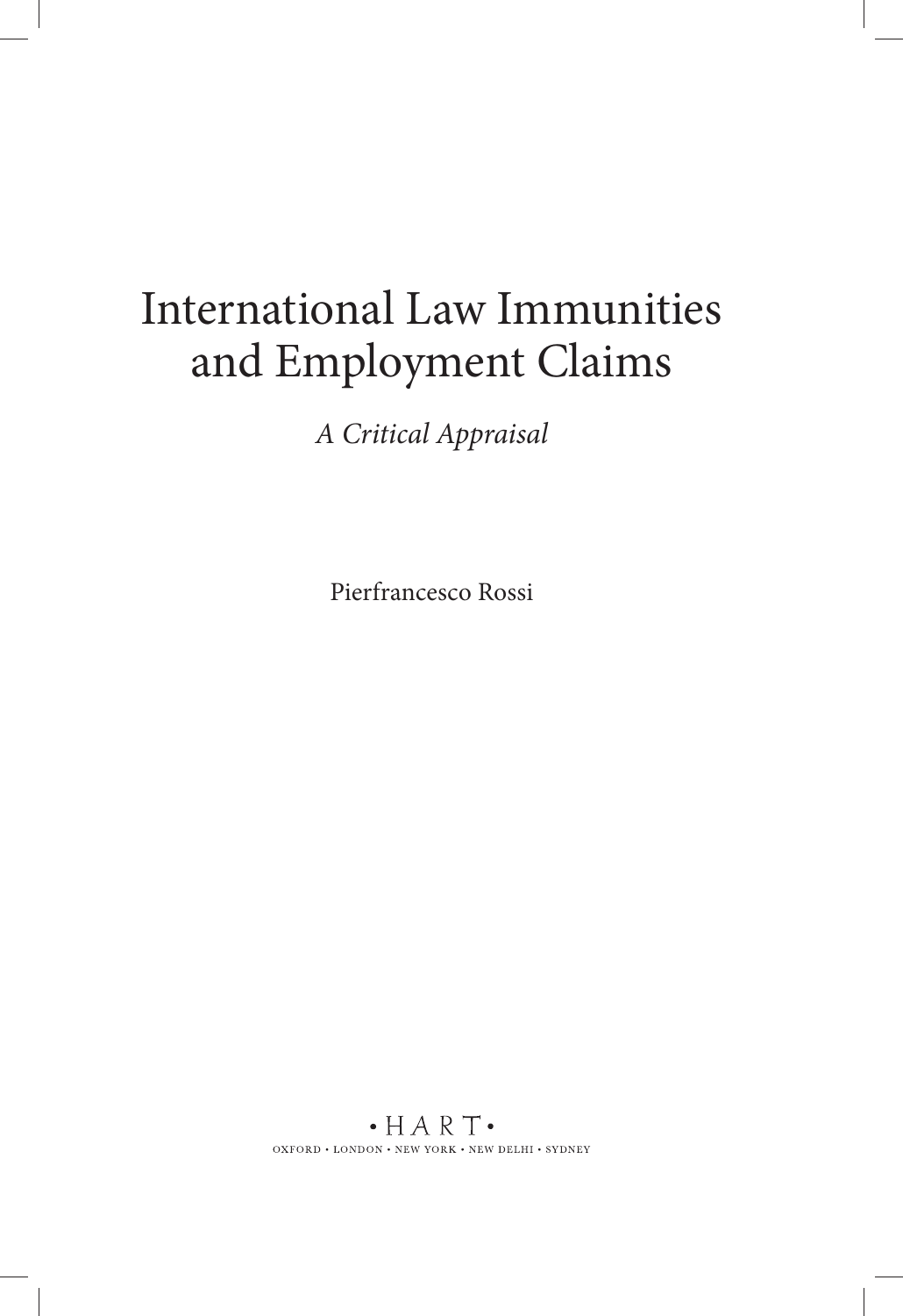# International Law Immunities and Employment Claims

*A Critical Appraisal*

Pierfrancesco Rossi

• HART •

OXFORD • LONDON • NEW YORK • NEW DELHI • SYDNEY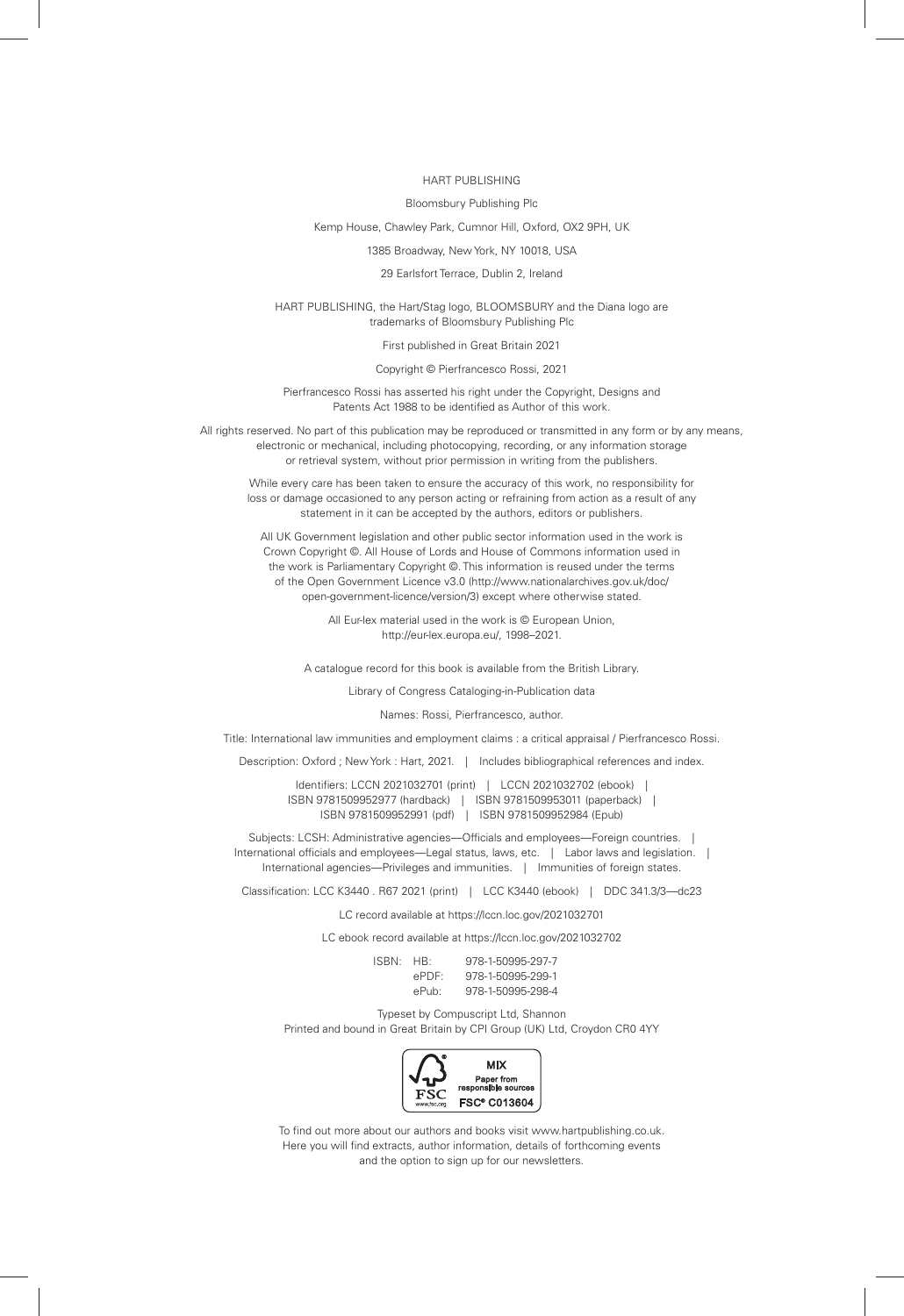HART PUBLISHING

Bloomsbury Publishing Plc

Kemp House, Chawley Park, Cumnor Hill, Oxford, OX2 9PH, UK

1385 Broadway, New York, NY 10018, USA

29 Earlsfort Terrace, Dublin 2, Ireland

HART PUBLISHING, the Hart/Stag logo, BLOOMSBURY and the Diana logo are trademarks of Bloomsbury Publishing Plc

First published in Great Britain 2021

Copyright © Pierfrancesco Rossi, 2021

Pierfrancesco Rossi has asserted his right under the Copyright, Designs and Patents Act 1988 to be identified as Author of this work.

All rights reserved. No part of this publication may be reproduced or transmitted in any form or by any means, electronic or mechanical, including photocopying, recording, or any information storage or retrieval system, without prior permission in writing from the publishers.

While every care has been taken to ensure the accuracy of this work, no responsibility for loss or damage occasioned to any person acting or refraining from action as a result of any statement in it can be accepted by the authors, editors or publishers.

All UK Government legislation and other public sector information used in the work is Crown Copyright ©. All House of Lords and House of Commons information used in the work is Parliamentary Copyright ©. This information is reused under the terms of the Open Government Licence v3.0 (http://www.nationalarchives.gov.uk/doc/open-government-licence/version/3) except where otherwise stated.

All Eur-lex material used in the work is © European Union, http://eur-lex.europa.eu/, 1998–2021.

A catalogue record for this book is available from the British Library.

Library of Congress Cataloging-in-Publication data

Names: Rossi, Pierfrancesco, author.

Title: International law immunities and employment claims : a critical appraisal / Pierfrancesco Rossi.

Description: Oxford ; New York : Hart, 2021. | Includes bibliographical references and index.

Identifiers: LCCN 2021032701 (print) | LCCN 2021032702 (ebook) | ISBN 9781509952977 (hardback) | ISBN 9781509953011 (paperback) | ISBN 9781509952991 (pdf) | ISBN 9781509952984 (Epub)

Subjects: LCSH: Administrative agencies—Officials and employees—Foreign countries. | International officials and employees—Legal status, laws, etc. | Labor laws and legislation. | International agencies—Privileges and immunities. | Immunities of foreign states.

Classification: LCC K3440 . R67 2021 (print) | LCC K3440 (ebook) | DDC 341.3/3—dc23

LC record available at https://lccn.loc.gov/2021032701

LC ebook record available at https://lccn.loc.gov/2021032702

ISBN: HB: 978-1-50995-297-7
ePDF: 978-1-50995-299-1
ePub: 978-1-50995-298-4

Typeset by Compuscript Ltd, Shannon
Printed and bound in Great Britain by CPI Group (UK) Ltd, Croydon CR0 4YY

MIX
Paper from responsible sources
FSC® C013604

To find out more about our authors and books visit www.hartpublishing.co.uk. Here you will find extracts, author information, details of forthcoming events and the option to sign up for our newsletters.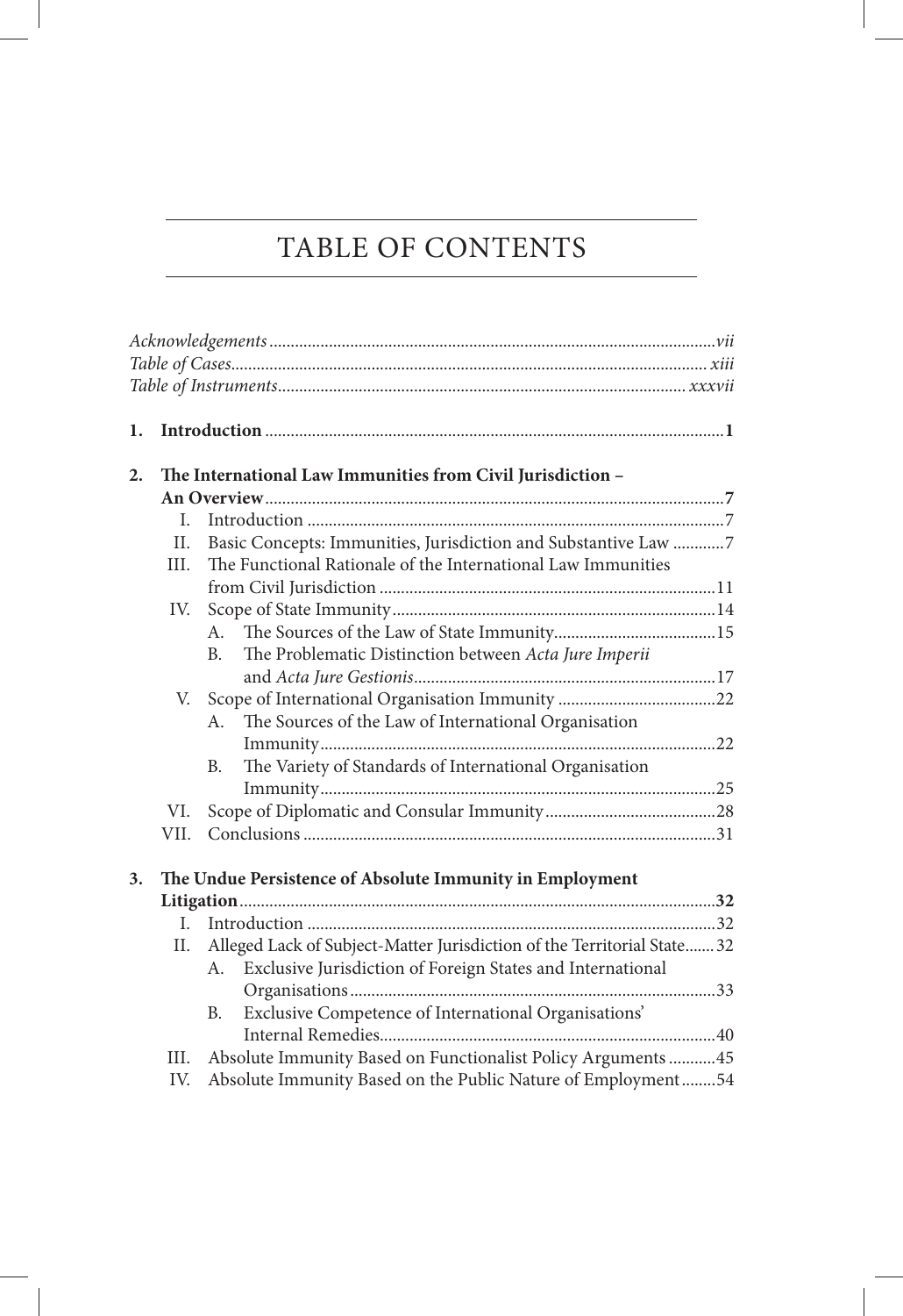# TABLE OF CONTENTS

*Acknowledgements* ... *vii*
*Table of Cases* ... *xiii*
*Table of Instruments* ... *xxxvii*

**1. Introduction** ... **1**

**2. The International Law Immunities from Civil Jurisdiction – An Overview** ... **7**

- I. Introduction ... 7
- II. Basic Concepts: Immunities, Jurisdiction and Substantive Law ... 7
- III. The Functional Rationale of the International Law Immunities from Civil Jurisdiction ... 11
- IV. Scope of State Immunity ... 14
  - A. The Sources of the Law of State Immunity ... 15
  - B. The Problematic Distinction between *Acta Jure Imperii* and *Acta Jure Gestionis* ... 17
- V. Scope of International Organisation Immunity ... 22
  - A. The Sources of the Law of International Organisation Immunity ... 22
  - B. The Variety of Standards of International Organisation Immunity ... 25
- VI. Scope of Diplomatic and Consular Immunity ... 28
- VII. Conclusions ... 31

**3. The Undue Persistence of Absolute Immunity in Employment Litigation** ... **32**

- I. Introduction ... 32
- II. Alleged Lack of Subject-Matter Jurisdiction of the Territorial State ... 32
  - A. Exclusive Jurisdiction of Foreign States and International Organisations ... 33
  - B. Exclusive Competence of International Organisations' Internal Remedies ... 40
- III. Absolute Immunity Based on Functionalist Policy Arguments ... 45
- IV. Absolute Immunity Based on the Public Nature of Employment ... 54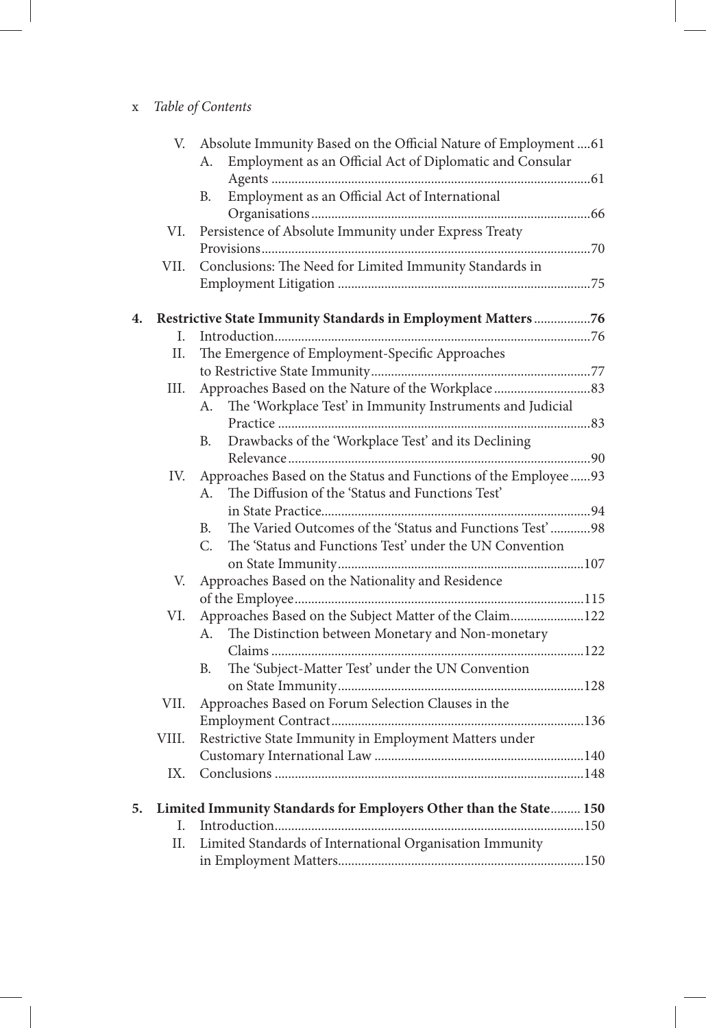V. Absolute Immunity Based on the Official Nature of Employment ....61
- A. Employment as an Official Act of Diplomatic and Consular Agents ....61
- B. Employment as an Official Act of International Organisations ....66

VI. Persistence of Absolute Immunity under Express Treaty Provisions ....70

VII. Conclusions: The Need for Limited Immunity Standards in Employment Litigation ....75

**4. Restrictive State Immunity Standards in Employment Matters ....76**

I. Introduction ....76

II. The Emergence of Employment-Specific Approaches to Restrictive State Immunity ....77

III. Approaches Based on the Nature of the Workplace ....83
- A. The 'Workplace Test' in Immunity Instruments and Judicial Practice ....83
- B. Drawbacks of the 'Workplace Test' and its Declining Relevance ....90

IV. Approaches Based on the Status and Functions of the Employee ....93
- A. The Diffusion of the 'Status and Functions Test' in State Practice ....94
- B. The Varied Outcomes of the 'Status and Functions Test' ....98
- C. The 'Status and Functions Test' under the UN Convention on State Immunity ....107

V. Approaches Based on the Nationality and Residence of the Employee ....115

VI. Approaches Based on the Subject Matter of the Claim ....122
- A. The Distinction between Monetary and Non-monetary Claims ....122
- B. The 'Subject-Matter Test' under the UN Convention on State Immunity ....128

VII. Approaches Based on Forum Selection Clauses in the Employment Contract ....136

VIII. Restrictive State Immunity in Employment Matters under Customary International Law ....140

IX. Conclusions ....148

**5. Limited Immunity Standards for Employers Other than the State ....150**

I. Introduction ....150

II. Limited Standards of International Organisation Immunity in Employment Matters ....150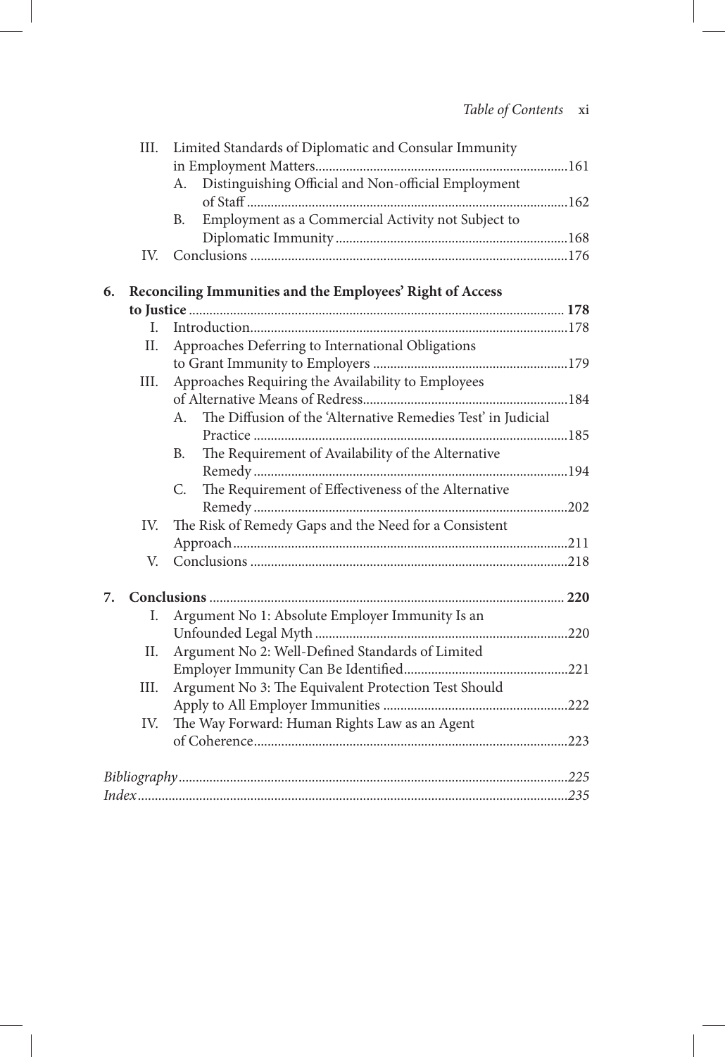- III. Limited Standards of Diplomatic and Consular Immunity in Employment Matters ......161
  - A. Distinguishing Official and Non-official Employment of Staff ......162
  - B. Employment as a Commercial Activity not Subject to Diplomatic Immunity ......168
- IV. Conclusions ......176

**6. Reconciling Immunities and the Employees' Right of Access to Justice ...... 178**

- I. Introduction ......178
- II. Approaches Deferring to International Obligations to Grant Immunity to Employers ......179
- III. Approaches Requiring the Availability to Employees of Alternative Means of Redress ......184
  - A. The Diffusion of the 'Alternative Remedies Test' in Judicial Practice ......185
  - B. The Requirement of Availability of the Alternative Remedy ......194
  - C. The Requirement of Effectiveness of the Alternative Remedy ......202
- IV. The Risk of Remedy Gaps and the Need for a Consistent Approach ......211
- V. Conclusions ......218

**7. Conclusions ...... 220**

- I. Argument No 1: Absolute Employer Immunity Is an Unfounded Legal Myth ......220
- II. Argument No 2: Well-Defined Standards of Limited Employer Immunity Can Be Identified ......221
- III. Argument No 3: The Equivalent Protection Test Should Apply to All Employer Immunities ......222
- IV. The Way Forward: Human Rights Law as an Agent of Coherence ......223

*Bibliography ......225*

*Index ......235*